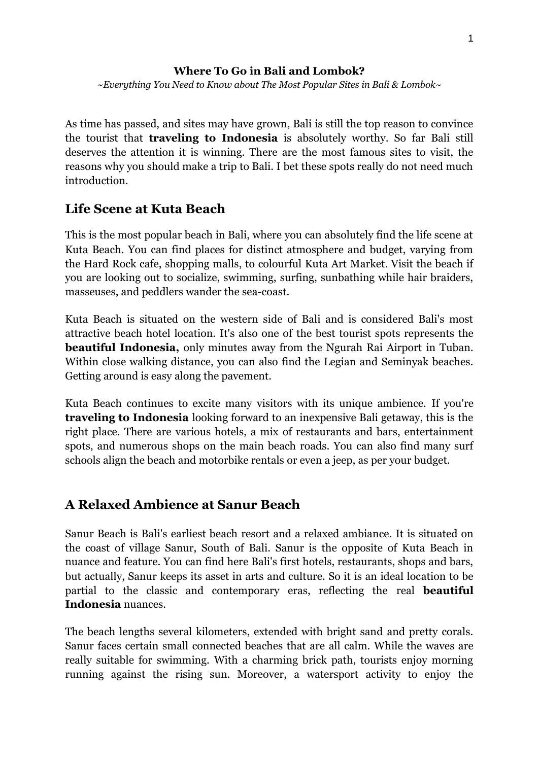**Where To Go in Bali and Lombok?**

*~Everything You Need to Know about The Most Popular Sites in Bali & Lombok~*

As time has passed, and sites may have grown, Bali is still the top reason to convince the tourist that **traveling to Indonesia** is absolutely worthy. So far Bali still deserves the attention it is winning. There are the most famous sites to visit, the reasons why you should make a trip to Bali. I bet these spots really do not need much introduction.

## Life Scene at Kuta Beach

This is the most popular beach in Bali, where you can absolutely find the life scene at Kuta Beach. You can find places for distinct atmosphere and budget, varying from the Hard Rock cafe, shopping malls, to colourful Kuta Art Market. Visit the beach if you are looking out to socialize, swimming, surfing, sunbathing while hair braiders, masseuses, and peddlers wander the sea-coast.

Kuta Beach is situated on the western side of Bali and is considered Bali's most attractive beach hotel location. It's also one of the best tourist spots represents the **beautiful Indonesia,** only minutes away from the Ngurah Rai Airport in Tuban. Within close walking distance, you can also find the Legian and Seminyak beaches. Getting around is easy along the pavement.

Kuta Beach continues to excite many visitors with its unique ambience. If you're **traveling to Indonesia** looking forward to an inexpensive Bali getaway, this is the right place. There are various hotels, a mix of restaurants and bars, entertainment spots, and numerous shops on the main beach roads. You can also find many surf schools align the beach and motorbike rentals or even a jeep, as per your budget.

## A Relaxed Ambience at Sanur Beach

Sanur Beach is Bali's earliest beach resort and a relaxed ambiance. It is situated on the coast of village Sanur, South of Bali. Sanur is the opposite of Kuta Beach in nuance and feature. You can find here Bali's first hotels, restaurants, shops and bars, but actually, Sanur keeps its asset in arts and culture. So it is an ideal location to be partial to the classic and contemporary eras, reflecting the real **beautiful Indonesia** nuances.

The beach lengths several kilometers, extended with bright sand and pretty corals. Sanur faces certain small connected beaches that are all calm. While the waves are really suitable for swimming. With a charming brick path, tourists enjoy morning running against the rising sun. Moreover, a watersport activity to enjoy the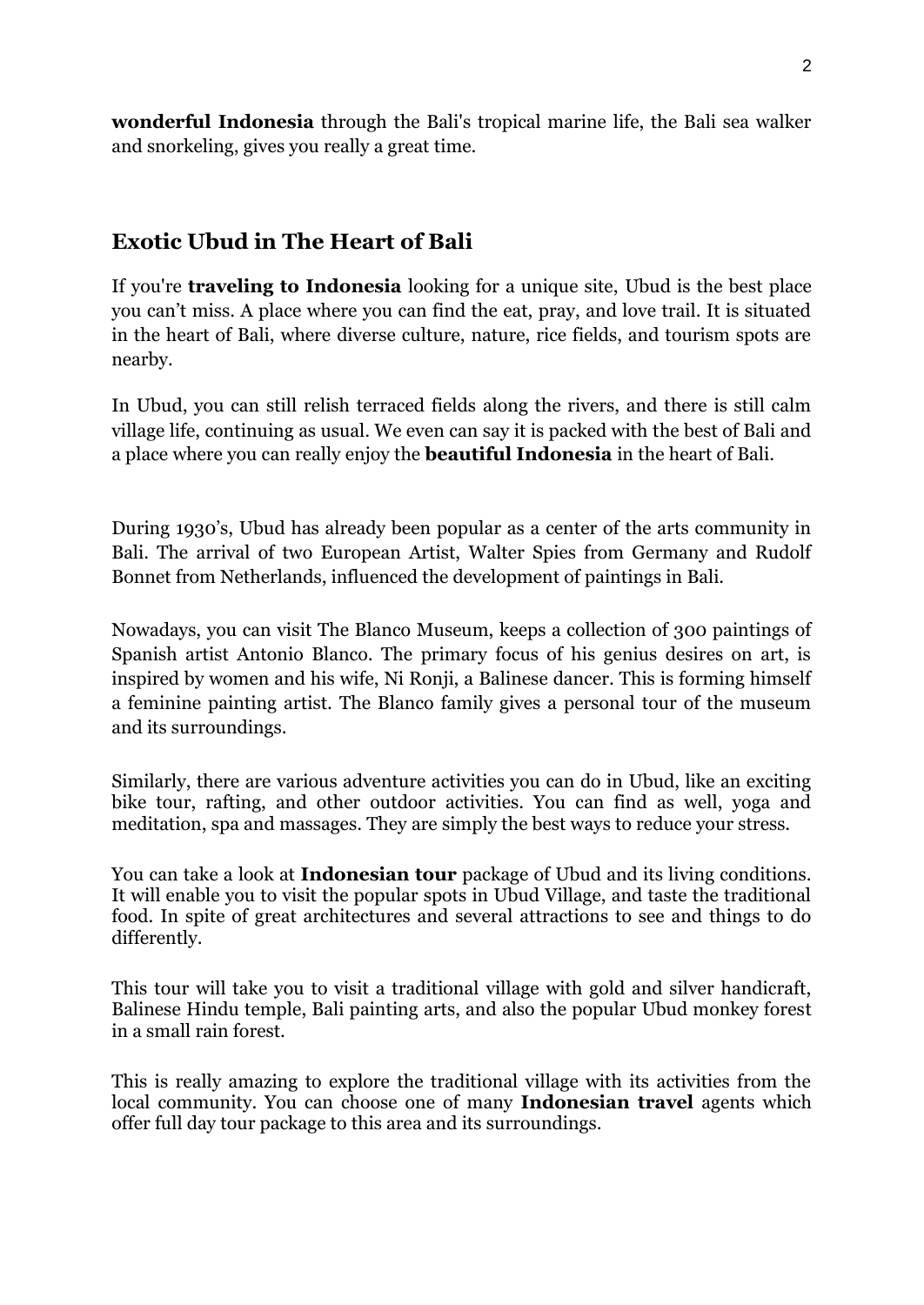**wonderful Indonesia** through the Bali's tropical marine life, the Bali sea walker and snorkeling, gives you really a great time.

## Exotic Ubud in The Heart of Bali

If you're **traveling to Indonesia** looking for a unique site, Ubud is the best place you can't miss. A place where you can find the eat, pray, and love trail. It is situated in the heart of Bali, where diverse culture, nature, rice fields, and tourism spots are nearby.

In Ubud, you can still relish terraced fields along the rivers, and there is still calm village life, continuing as usual. We even can say it is packed with the best of Bali and a place where you can really enjoy the **beautiful Indonesia** in the heart of Bali.

During 1930's, Ubud has already been popular as a center of the arts community in Bali. The arrival of two European Artist, Walter Spies from Germany and Rudolf Bonnet from Netherlands, influenced the development of paintings in Bali.

Nowadays, you can visit The Blanco Museum, keeps a collection of 300 paintings of Spanish artist Antonio Blanco. The primary focus of his genius desires on art, is inspired by women and his wife, Ni Ronji, a Balinese dancer. This is forming himself a feminine painting artist. The Blanco family gives a personal tour of the museum and its surroundings.

Similarly, there are various adventure activities you can do in Ubud, like an exciting bike tour, rafting, and other outdoor activities. You can find as well, yoga and meditation, spa and massages. They are simply the best ways to reduce your stress.

You can take a look at **Indonesian tour** package of Ubud and its living conditions. It will enable you to visit the popular spots in Ubud Village, and taste the traditional food. In spite of great architectures and several attractions to see and things to do differently.

This tour will take you to visit a traditional village with gold and silver handicraft, Balinese Hindu temple, Bali painting arts, and also the popular Ubud monkey forest in a small rain forest.

This is really amazing to explore the traditional village with its activities from the local community. You can choose one of many **Indonesian travel** agents which offer full day tour package to this area and its surroundings.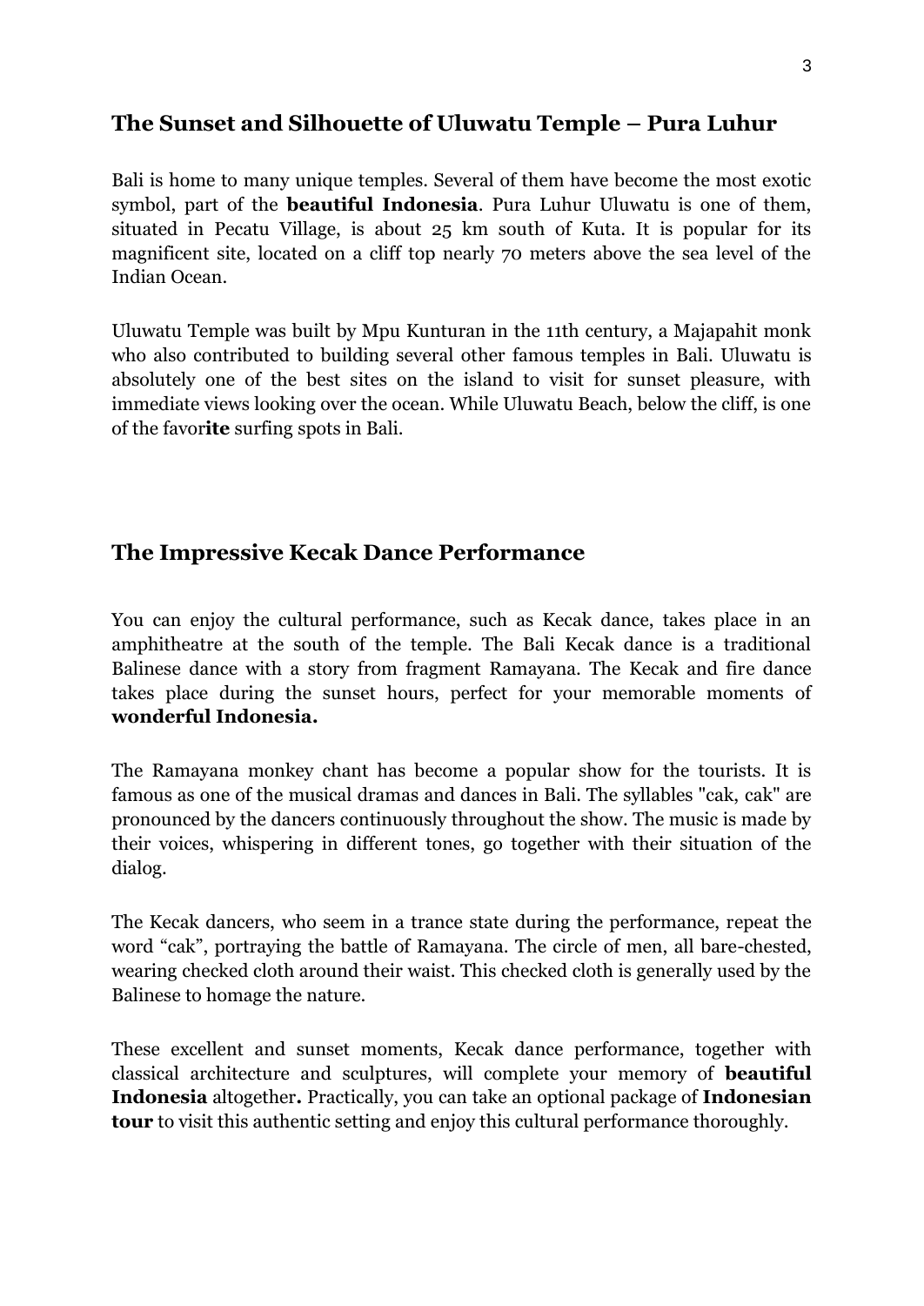## The Sunset and Silhouette of Uluwatu Temple – Pura Luhur

Bali is home to many unique temples. Several of them have become the most exotic symbol, part of the **beautiful Indonesia**. Pura Luhur Uluwatu is one of them, situated in Pecatu Village, is about 25 km south of Kuta. It is popular for its magnificent site, located on a cliff top nearly 70 meters above the sea level of the Indian Ocean.

Uluwatu Temple was built by Mpu Kunturan in the 11th century, a Majapahit monk who also contributed to building several other famous temples in Bali. Uluwatu is absolutely one of the best sites on the island to visit for sunset pleasure, with immediate views looking over the ocean. While Uluwatu Beach, below the cliff, is one of the favor**ite** surfing spots in Bali.

## The Impressive Kecak Dance Performance

You can enjoy the cultural performance, such as Kecak dance, takes place in an amphitheatre at the south of the temple. The Bali Kecak dance is a traditional Balinese dance with a story from fragment Ramayana. The Kecak and fire dance takes place during the sunset hours, perfect for your memorable moments of **wonderful Indonesia.**

The Ramayana monkey chant has become a popular show for the tourists. It is famous as one of the musical dramas and dances in Bali. The syllables "cak, cak" are pronounced by the dancers continuously throughout the show. The music is made by their voices, whispering in different tones, go together with their situation of the dialog.

The Kecak dancers, who seem in a trance state during the performance, repeat the word "cak", portraying the battle of Ramayana. The circle of men, all bare-chested, wearing checked cloth around their waist. This checked cloth is generally used by the Balinese to homage the nature.

These excellent and sunset moments, Kecak dance performance, together with classical architecture and sculptures, will complete your memory of **beautiful Indonesia** altogether**.** Practically, you can take an optional package of **Indonesian tour** to visit this authentic setting and enjoy this cultural performance thoroughly.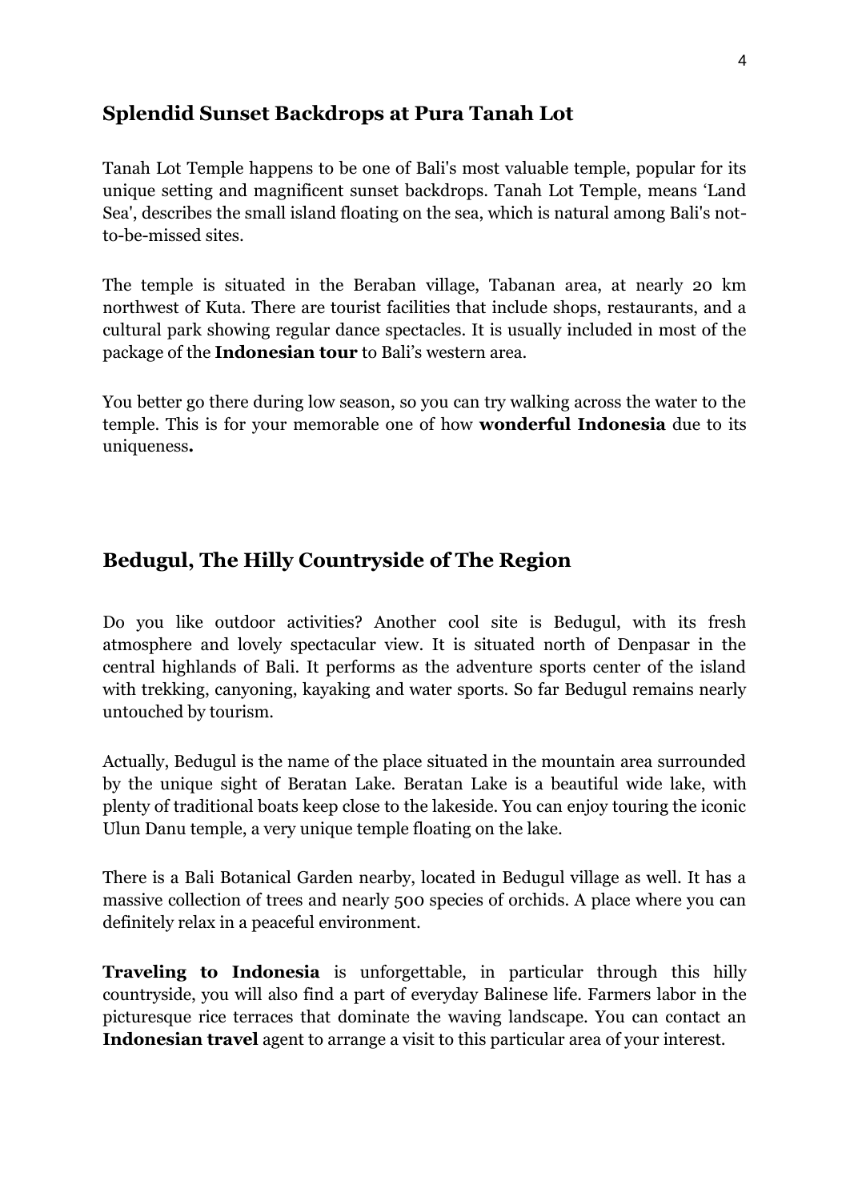## Splendid Sunset Backdrops at Pura Tanah Lot

Tanah Lot Temple happens to be one of Bali's most valuable temple, popular for its unique setting and magnificent sunset backdrops. Tanah Lot Temple, means 'Land Sea', describes the small island floating on the sea, which is natural among Bali's not-to-be-missed sites.

The temple is situated in the Beraban village, Tabanan area, at nearly 20 km northwest of Kuta. There are tourist facilities that include shops, restaurants, and a cultural park showing regular dance spectacles. It is usually included in most of the package of the **Indonesian tour** to Bali's western area.

You better go there during low season, so you can try walking across the water to the temple. This is for your memorable one of how **wonderful Indonesia** due to its uniqueness**.**

## Bedugul, The Hilly Countryside of The Region

Do you like outdoor activities? Another cool site is Bedugul, with its fresh atmosphere and lovely spectacular view. It is situated north of Denpasar in the central highlands of Bali. It performs as the adventure sports center of the island with trekking, canyoning, kayaking and water sports. So far Bedugul remains nearly untouched by tourism.

Actually, Bedugul is the name of the place situated in the mountain area surrounded by the unique sight of Beratan Lake. Beratan Lake is a beautiful wide lake, with plenty of traditional boats keep close to the lakeside. You can enjoy touring the iconic Ulun Danu temple, a very unique temple floating on the lake.

There is a Bali Botanical Garden nearby, located in Bedugul village as well. It has a massive collection of trees and nearly 500 species of orchids. A place where you can definitely relax in a peaceful environment.

**Traveling to Indonesia** is unforgettable, in particular through this hilly countryside, you will also find a part of everyday Balinese life. Farmers labor in the picturesque rice terraces that dominate the waving landscape. You can contact an **Indonesian travel** agent to arrange a visit to this particular area of your interest.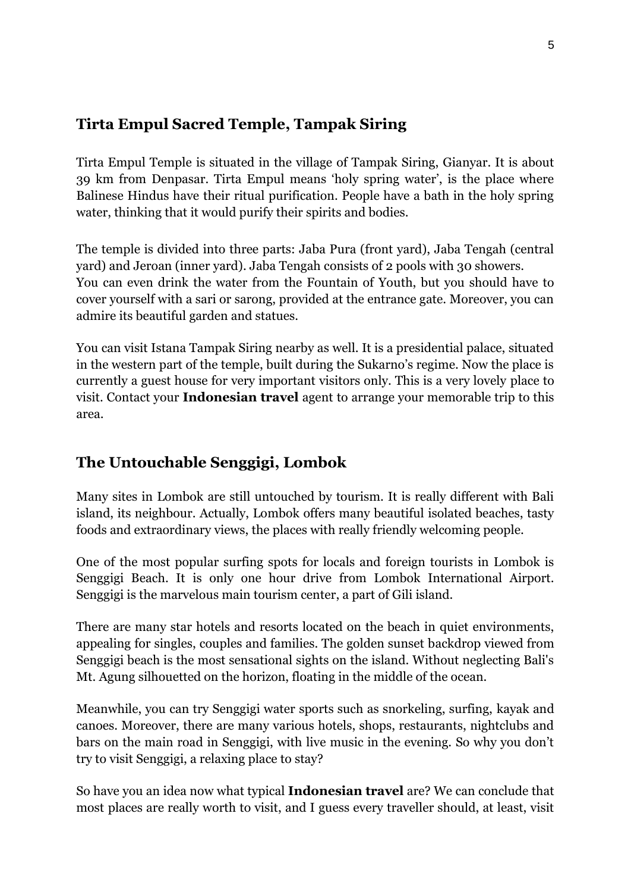## Tirta Empul Sacred Temple, Tampak Siring

Tirta Empul Temple is situated in the village of Tampak Siring, Gianyar. It is about 39 km from Denpasar. Tirta Empul means 'holy spring water', is the place where Balinese Hindus have their ritual purification. People have a bath in the holy spring water, thinking that it would purify their spirits and bodies.

The temple is divided into three parts: Jaba Pura (front yard), Jaba Tengah (central yard) and Jeroan (inner yard). Jaba Tengah consists of 2 pools with 30 showers. You can even drink the water from the Fountain of Youth, but you should have to cover yourself with a sari or sarong, provided at the entrance gate. Moreover, you can admire its beautiful garden and statues.

You can visit Istana Tampak Siring nearby as well. It is a presidential palace, situated in the western part of the temple, built during the Sukarno's regime. Now the place is currently a guest house for very important visitors only. This is a very lovely place to visit. Contact your **Indonesian travel** agent to arrange your memorable trip to this area.

## The Untouchable Senggigi, Lombok

Many sites in Lombok are still untouched by tourism. It is really different with Bali island, its neighbour. Actually, Lombok offers many beautiful isolated beaches, tasty foods and extraordinary views, the places with really friendly welcoming people.

One of the most popular surfing spots for locals and foreign tourists in Lombok is Senggigi Beach. It is only one hour drive from Lombok International Airport. Senggigi is the marvelous main tourism center, a part of Gili island.

There are many star hotels and resorts located on the beach in quiet environments, appealing for singles, couples and families. The golden sunset backdrop viewed from Senggigi beach is the most sensational sights on the island. Without neglecting Bali's Mt. Agung silhouetted on the horizon, floating in the middle of the ocean.

Meanwhile, you can try Senggigi water sports such as snorkeling, surfing, kayak and canoes. Moreover, there are many various hotels, shops, restaurants, nightclubs and bars on the main road in Senggigi, with live music in the evening. So why you don't try to visit Senggigi, a relaxing place to stay?

So have you an idea now what typical **Indonesian travel** are? We can conclude that most places are really worth to visit, and I guess every traveller should, at least, visit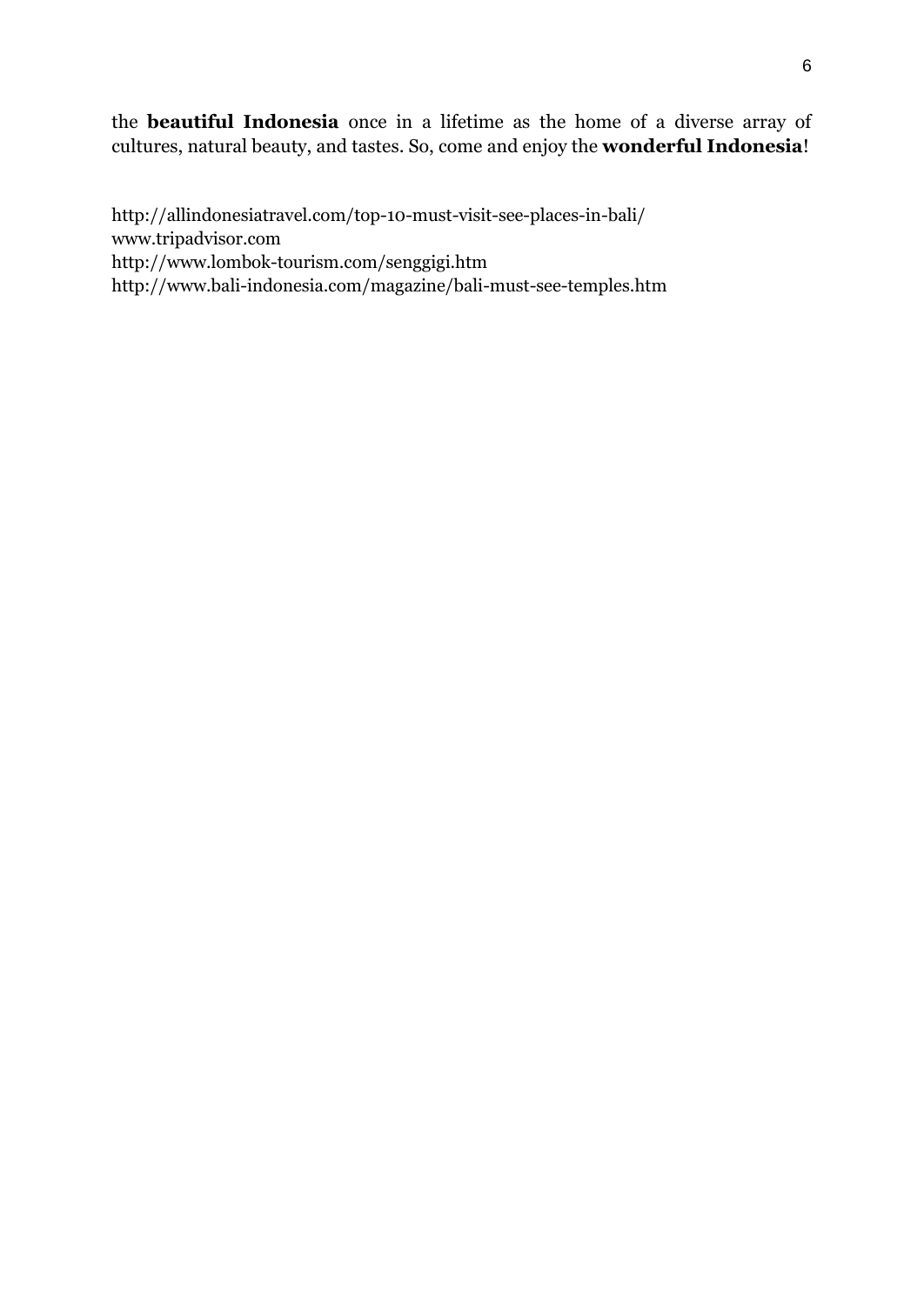the **beautiful Indonesia** once in a lifetime as the home of a diverse array of cultures, natural beauty, and tastes. So, come and enjoy the **wonderful Indonesia**!

http://allindonesiatravel.com/top-10-must-visit-see-places-in-bali/
www.tripadvisor.com
http://www.lombok-tourism.com/senggigi.htm
http://www.bali-indonesia.com/magazine/bali-must-see-temples.htm